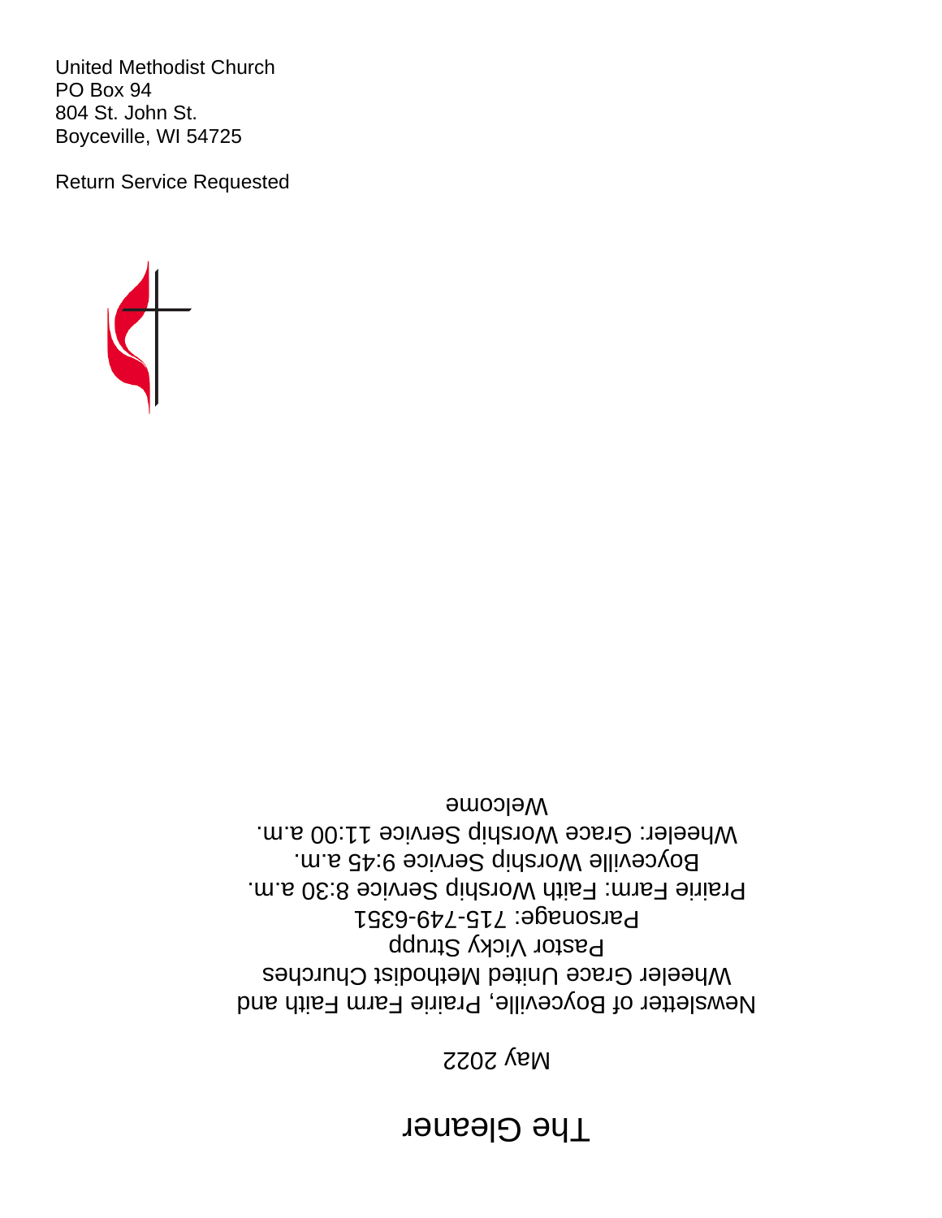United Methodist Church
PO Box 94
804 St. John St.
Boyceville, WI 54725

Return Service Requested

# The Gleaner

May 2022

Newsletter of Boyceville, Prairie Farm Faith and Wheeler Grace United Methodist Churches

Pastor Vicky Strupp

Parsonage: 715-749-6351

Prairie Farm: Faith Worship Service 8:30 a.m.

Boyceville Worship Service 9:45 a.m.

Wheeler: Grace Worship Service 11:00 a.m.

Welcome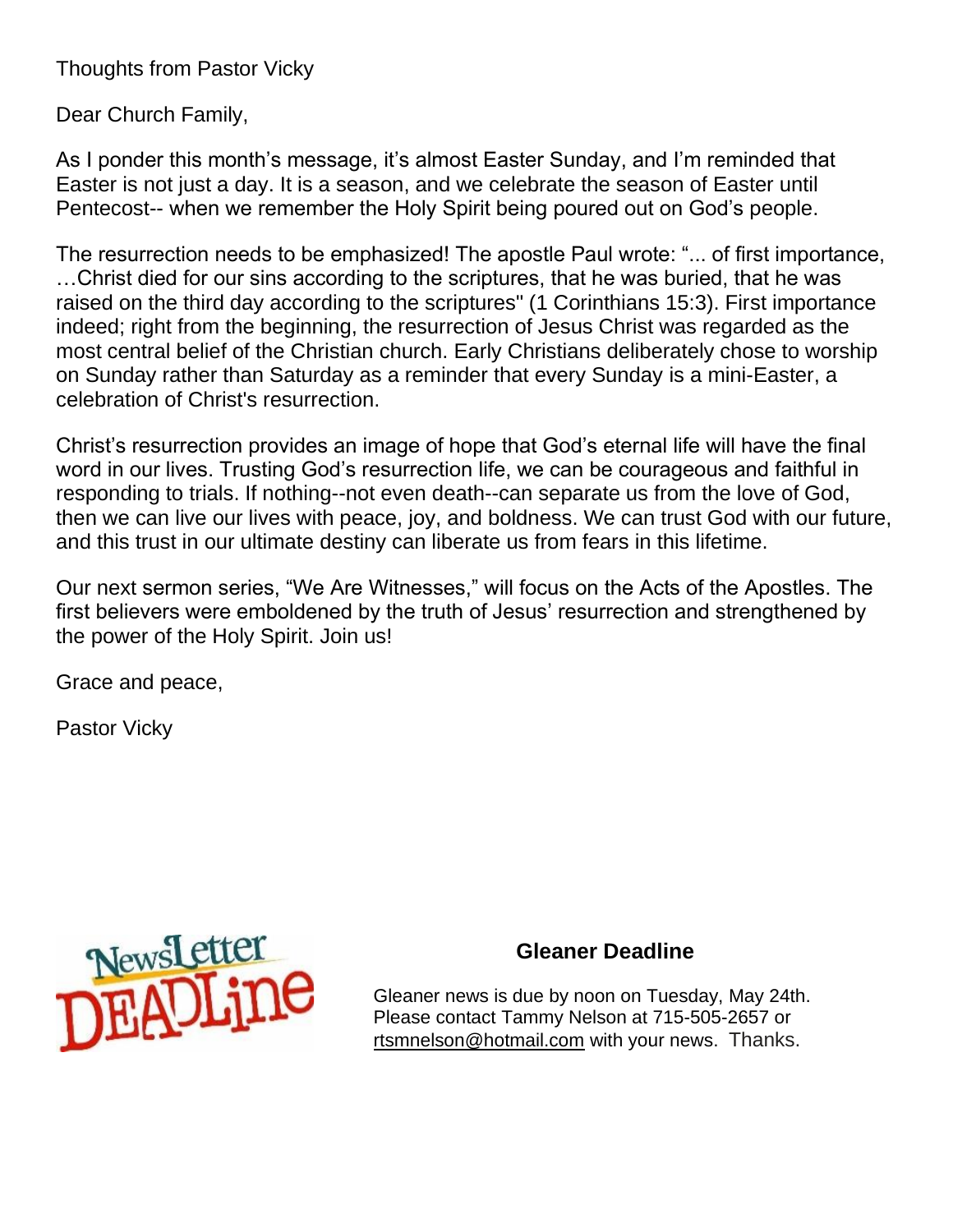Thoughts from Pastor Vicky

Dear Church Family,

As I ponder this month's message, it's almost Easter Sunday, and I'm reminded that Easter is not just a day. It is a season, and we celebrate the season of Easter until Pentecost-- when we remember the Holy Spirit being poured out on God's people.

The resurrection needs to be emphasized! The apostle Paul wrote: "... of first importance, …Christ died for our sins according to the scriptures, that he was buried, that he was raised on the third day according to the scriptures" (1 Corinthians 15:3). First importance indeed; right from the beginning, the resurrection of Jesus Christ was regarded as the most central belief of the Christian church. Early Christians deliberately chose to worship on Sunday rather than Saturday as a reminder that every Sunday is a mini-Easter, a celebration of Christ's resurrection.

Christ's resurrection provides an image of hope that God's eternal life will have the final word in our lives. Trusting God's resurrection life, we can be courageous and faithful in responding to trials. If nothing--not even death--can separate us from the love of God, then we can live our lives with peace, joy, and boldness. We can trust God with our future, and this trust in our ultimate destiny can liberate us from fears in this lifetime.

Our next sermon series, "We Are Witnesses," will focus on the Acts of the Apostles. The first believers were emboldened by the truth of Jesus' resurrection and strengthened by the power of the Holy Spirit. Join us!

Grace and peace,

Pastor Vicky

NewsLetter DEADLine

**Gleaner Deadline**

Gleaner news is due by noon on Tuesday, May 24th. Please contact Tammy Nelson at 715-505-2657 or rtsmnelson@hotmail.com with your news. Thanks.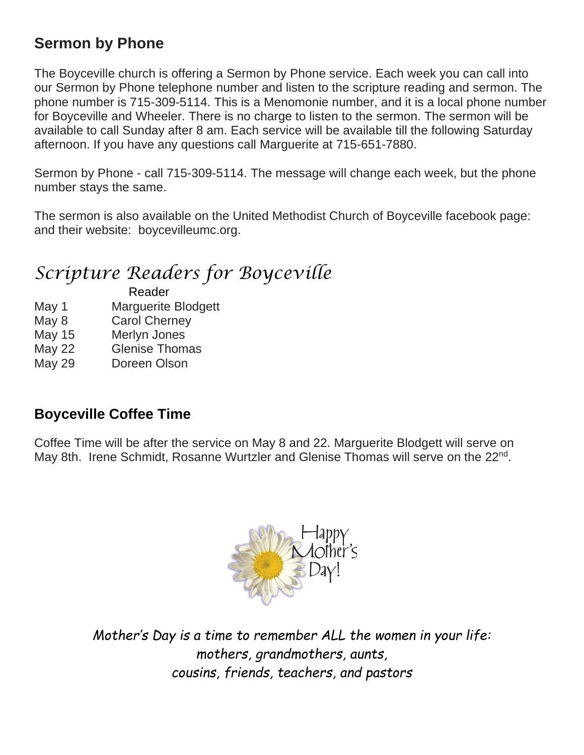## Sermon by Phone

The Boyceville church is offering a Sermon by Phone service. Each week you can call into our Sermon by Phone telephone number and listen to the scripture reading and sermon. The phone number is 715-309-5114. This is a Menomonie number, and it is a local phone number for Boyceville and Wheeler. There is no charge to listen to the sermon. The sermon will be available to call Sunday after 8 am. Each service will be available till the following Saturday afternoon. If you have any questions call Marguerite at 715-651-7880.

Sermon by Phone - call 715-309-5114. The message will change each week, but the phone number stays the same.

The sermon is also available on the United Methodist Church of Boyceville facebook page: and their website: boycevilleumc.org.

## *Scripture Readers for Boyceville*

| | Reader |
|---|---|
| May 1 | Marguerite Blodgett |
| May 8 | Carol Cherney |
| May 15 | Merlyn Jones |
| May 22 | Glenise Thomas |
| May 29 | Doreen Olson |

## Boyceville Coffee Time

Coffee Time will be after the service on May 8 and 22. Marguerite Blodgett will serve on May 8th. Irene Schmidt, Rosanne Wurtzler and Glenise Thomas will serve on the 22nd.

Happy Mother's Day!

*Mother's Day is a time to remember ALL the women in your life:*
*mothers, grandmothers, aunts,*
*cousins, friends, teachers, and pastors*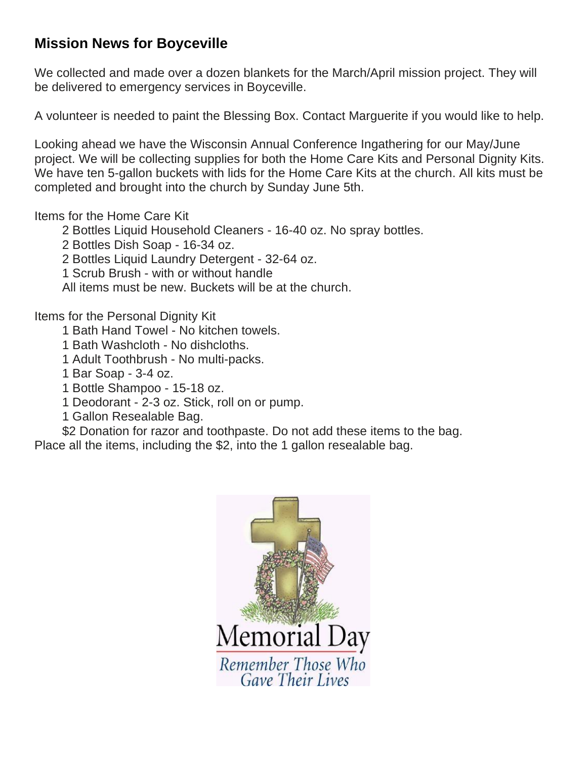## Mission News for Boyceville

We collected and made over a dozen blankets for the March/April mission project. They will be delivered to emergency services in Boyceville.

A volunteer is needed to paint the Blessing Box. Contact Marguerite if you would like to help.

Looking ahead we have the Wisconsin Annual Conference Ingathering for our May/June project. We will be collecting supplies for both the Home Care Kits and Personal Dignity Kits. We have ten 5-gallon buckets with lids for the Home Care Kits at the church. All kits must be completed and brought into the church by Sunday June 5th.

Items for the Home Care Kit

- 2 Bottles Liquid Household Cleaners - 16-40 oz. No spray bottles.
- 2 Bottles Dish Soap - 16-34 oz.
- 2 Bottles Liquid Laundry Detergent - 32-64 oz.
- 1 Scrub Brush - with or without handle
- All items must be new. Buckets will be at the church.

Items for the Personal Dignity Kit

- 1 Bath Hand Towel - No kitchen towels.
- 1 Bath Washcloth - No dishcloths.
- 1 Adult Toothbrush - No multi-packs.
- 1 Bar Soap - 3-4 oz.
- 1 Bottle Shampoo - 15-18 oz.
- 1 Deodorant - 2-3 oz. Stick, roll on or pump.
- 1 Gallon Resealable Bag.
- $2 Donation for razor and toothpaste. Do not add these items to the bag.

Place all the items, including the $2, into the 1 gallon resealable bag.

Memorial Day

*Remember Those Who Gave Their Lives*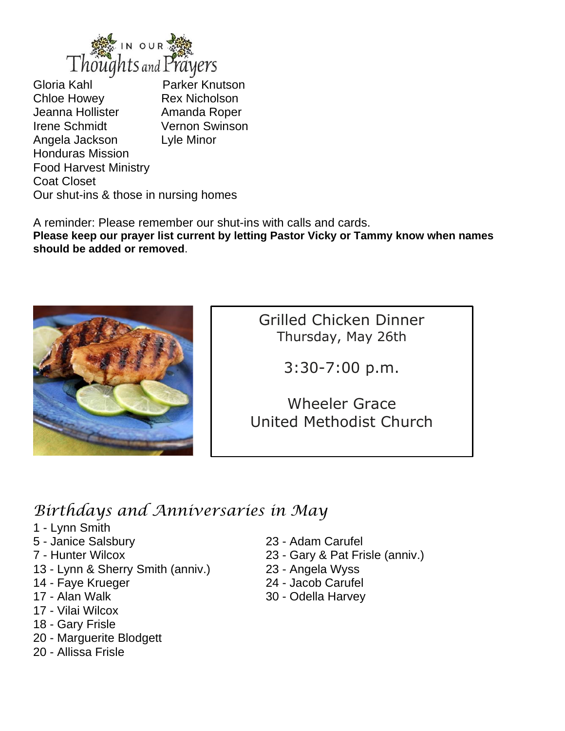# IN OUR Thoughts and Prayers

- Gloria Kahl
- Chloe Howey
- Jeanna Hollister
- Irene Schmidt
- Angela Jackson
- Parker Knutson
- Rex Nicholson
- Amanda Roper
- Vernon Swinson
- Lyle Minor
- Honduras Mission
- Food Harvest Ministry
- Coat Closet
- Our shut-ins & those in nursing homes

A reminder: Please remember our shut-ins with calls and cards.
**Please keep our prayer list current by letting Pastor Vicky or Tammy know when names should be added or removed**.

Grilled Chicken Dinner
Thursday, May 26th

3:30-7:00 p.m.

Wheeler Grace
United Methodist Church

## *Birthdays and Anniversaries in May*

- 1 - Lynn Smith
- 5 - Janice Salsbury
- 7 - Hunter Wilcox
- 13 - Lynn & Sherry Smith (anniv.)
- 14 - Faye Krueger
- 17 - Alan Walk
- 17 - Vilai Wilcox
- 18 - Gary Frisle
- 20 - Marguerite Blodgett
- 20 - Allissa Frisle
- 23 - Adam Carufel
- 23 - Gary & Pat Frisle (anniv.)
- 23 - Angela Wyss
- 24 - Jacob Carufel
- 30 - Odella Harvey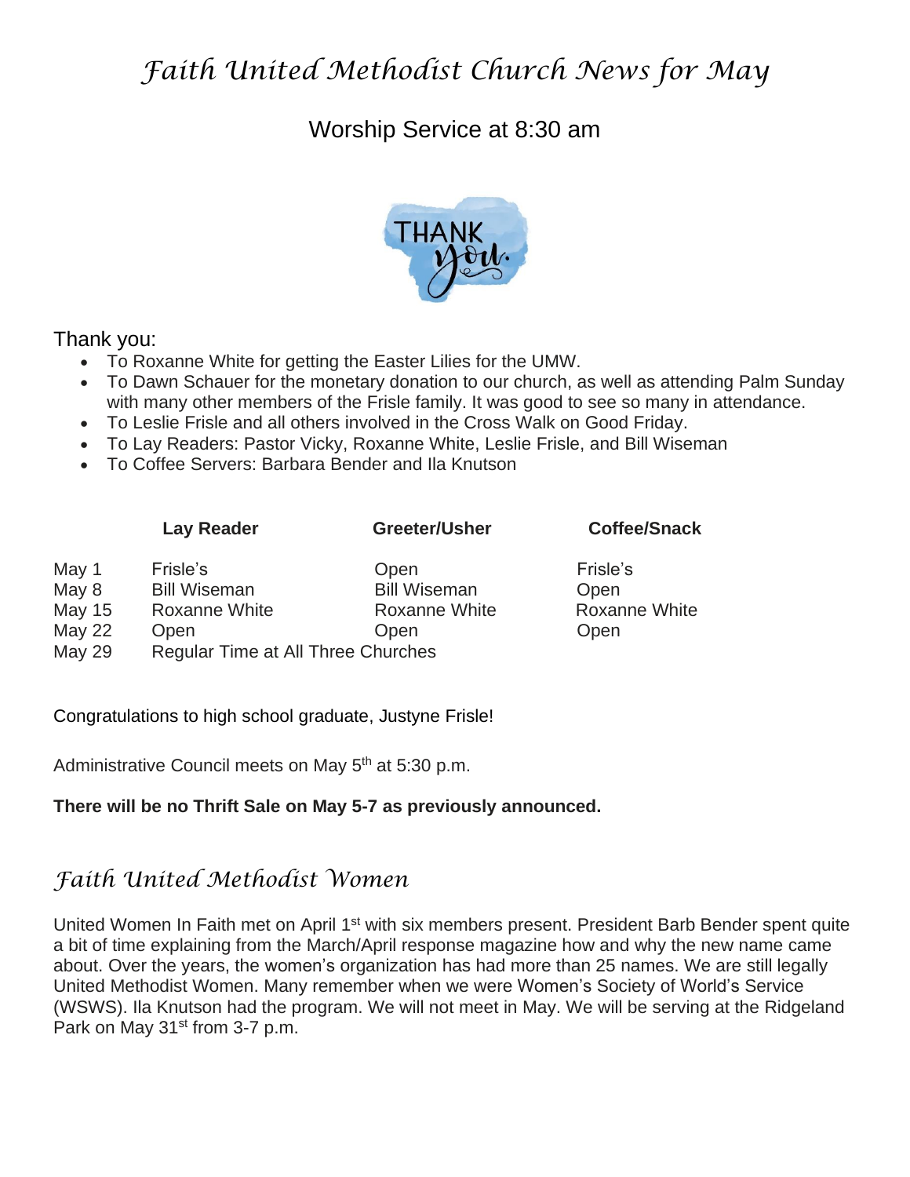# *Faith United Methodist Church News for May*

Worship Service at 8:30 am

Thank you:

- To Roxanne White for getting the Easter Lilies for the UMW.
- To Dawn Schauer for the monetary donation to our church, as well as attending Palm Sunday with many other members of the Frisle family. It was good to see so many in attendance.
- To Leslie Frisle and all others involved in the Cross Walk on Good Friday.
- To Lay Readers: Pastor Vicky, Roxanne White, Leslie Frisle, and Bill Wiseman
- To Coffee Servers: Barbara Bender and Ila Knutson

| | Lay Reader | Greeter/Usher | Coffee/Snack |
|---|---|---|---|
| May 1 | Frisle's | Open | Frisle's |
| May 8 | Bill Wiseman | Bill Wiseman | Open |
| May 15 | Roxanne White | Roxanne White | Roxanne White |
| May 22 | Open | Open | Open |
| May 29 | Regular Time at All Three Churches | | |

Congratulations to high school graduate, Justyne Frisle!

Administrative Council meets on May 5th at 5:30 p.m.

**There will be no Thrift Sale on May 5-7 as previously announced.**

## *Faith United Methodist Women*

United Women In Faith met on April 1st with six members present. President Barb Bender spent quite a bit of time explaining from the March/April response magazine how and why the new name came about. Over the years, the women's organization has had more than 25 names. We are still legally United Methodist Women. Many remember when we were Women's Society of World's Service (WSWS). Ila Knutson had the program. We will not meet in May. We will be serving at the Ridgeland Park on May 31st from 3-7 p.m.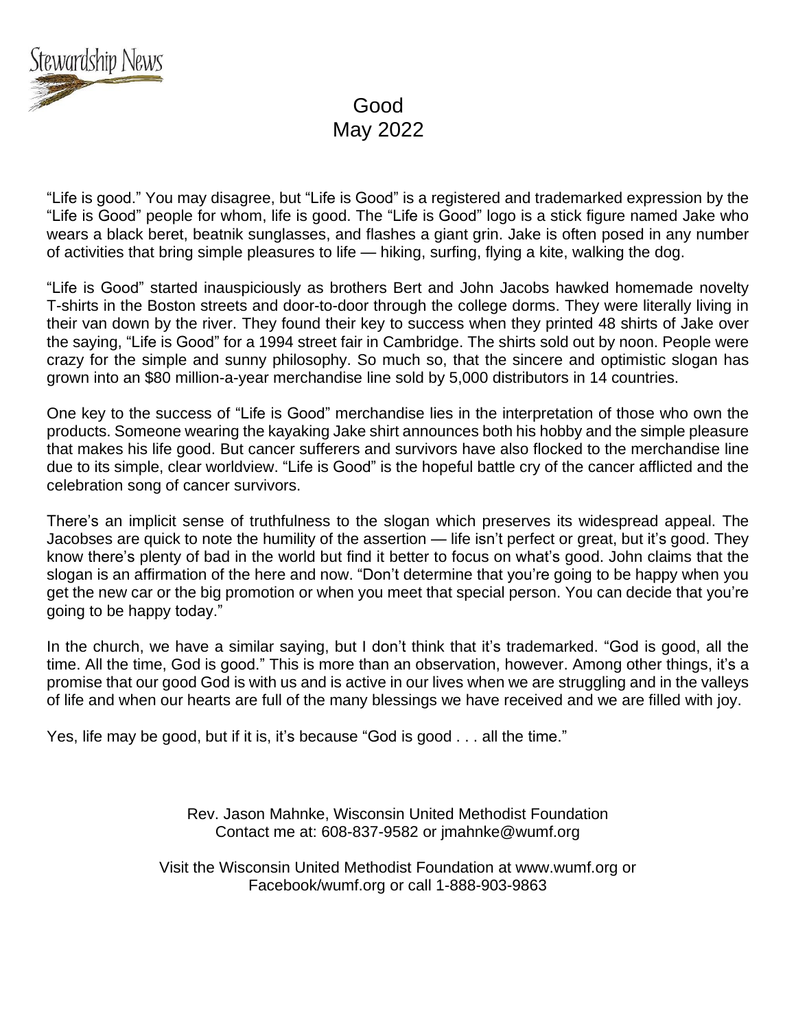Stewardship News

# Good
## May 2022

"Life is good." You may disagree, but "Life is Good" is a registered and trademarked expression by the "Life is Good" people for whom, life is good. The "Life is Good" logo is a stick figure named Jake who wears a black beret, beatnik sunglasses, and flashes a giant grin. Jake is often posed in any number of activities that bring simple pleasures to life — hiking, surfing, flying a kite, walking the dog.

"Life is Good" started inauspiciously as brothers Bert and John Jacobs hawked homemade novelty T-shirts in the Boston streets and door-to-door through the college dorms. They were literally living in their van down by the river. They found their key to success when they printed 48 shirts of Jake over the saying, "Life is Good" for a 1994 street fair in Cambridge. The shirts sold out by noon. People were crazy for the simple and sunny philosophy. So much so, that the sincere and optimistic slogan has grown into an $80 million-a-year merchandise line sold by 5,000 distributors in 14 countries.

One key to the success of "Life is Good" merchandise lies in the interpretation of those who own the products. Someone wearing the kayaking Jake shirt announces both his hobby and the simple pleasure that makes his life good. But cancer sufferers and survivors have also flocked to the merchandise line due to its simple, clear worldview. "Life is Good" is the hopeful battle cry of the cancer afflicted and the celebration song of cancer survivors.

There's an implicit sense of truthfulness to the slogan which preserves its widespread appeal. The Jacobses are quick to note the humility of the assertion — life isn't perfect or great, but it's good. They know there's plenty of bad in the world but find it better to focus on what's good. John claims that the slogan is an affirmation of the here and now. "Don't determine that you're going to be happy when you get the new car or the big promotion or when you meet that special person. You can decide that you're going to be happy today."

In the church, we have a similar saying, but I don't think that it's trademarked. "God is good, all the time. All the time, God is good." This is more than an observation, however. Among other things, it's a promise that our good God is with us and is active in our lives when we are struggling and in the valleys of life and when our hearts are full of the many blessings we have received and we are filled with joy.

Yes, life may be good, but if it is, it's because "God is good . . . all the time."

Rev. Jason Mahnke, Wisconsin United Methodist Foundation
Contact me at: 608-837-9582 or jmahnke@wumf.org

Visit the Wisconsin United Methodist Foundation at www.wumf.org or Facebook/wumf.org or call 1-888-903-9863